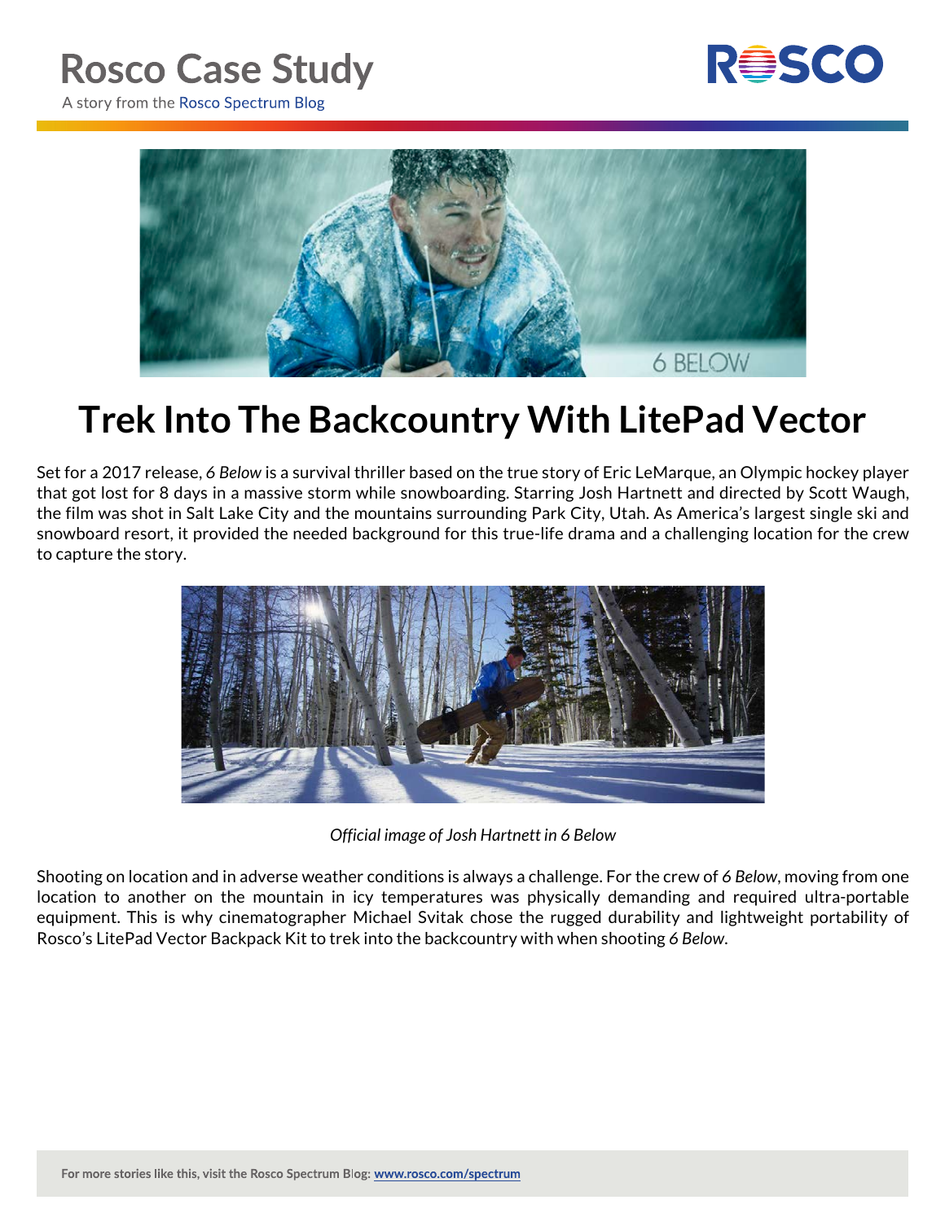# Rosco Case Study

A story from the Rosco Spectrum Blog

# Trek Into The Backcountry With LitePad Vector

Set for a 2017 release, *6 Below* is a survival thriller based on the true story of Eric LeMarque, an Olympic hockey player that got lost for 8 days in a massive storm while snowboarding. Starring Josh Hartnett and directed by Scott Waugh, the film was shot in Salt Lake City and the mountains surrounding Park City, Utah. As America's largest single ski and snowboard resort, it provided the needed background for this true-life drama and a challenging location for the crew to capture the story.

*Official image of Josh Hartnett in 6 Below*

Shooting on location and in adverse weather conditions is always a challenge. For the crew of *6 Below*, moving from one location to another on the mountain in icy temperatures was physically demanding and required ultra-portable equipment. This is why cinematographer Michael Svitak chose the rugged durability and lightweight portability of Rosco's LitePad Vector Backpack Kit to trek into the backcountry with when shooting *6 Below*.

For more stories like this, visit the Rosco Spectrum Blog: www.rosco.com/spectrum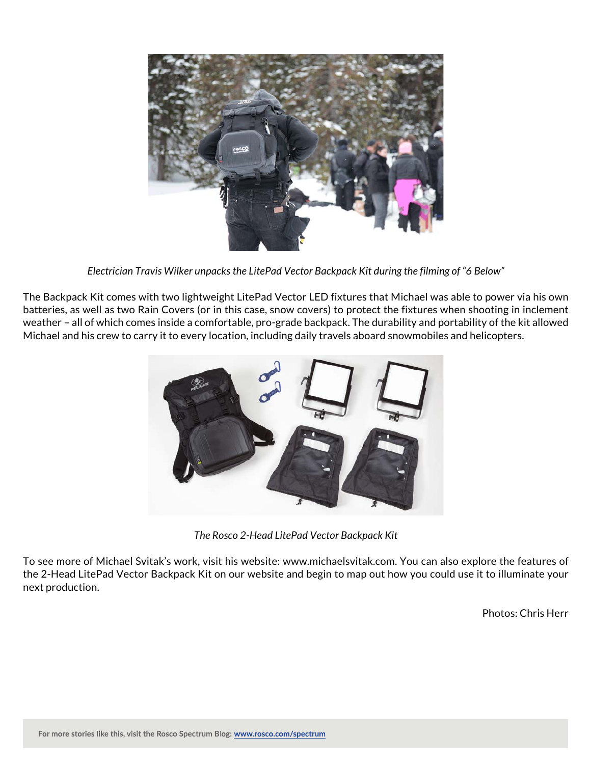*Electrician Travis Wilker unpacks the LitePad Vector Backpack Kit during the filming of "6 Below"*

The Backpack Kit comes with two lightweight LitePad Vector LED fixtures that Michael was able to power via his own batteries, as well as two Rain Covers (or in this case, snow covers) to protect the fixtures when shooting in inclement weather – all of which comes inside a comfortable, pro-grade backpack. The durability and portability of the kit allowed Michael and his crew to carry it to every location, including daily travels aboard snowmobiles and helicopters.

*The Rosco 2-Head LitePad Vector Backpack Kit*

To see more of Michael Svitak's work, visit his website: www.michaelsvitak.com. You can also explore the features of the 2-Head LitePad Vector Backpack Kit on our website and begin to map out how you could use it to illuminate your next production.

Photos: Chris Herr

**For more stories like this, visit the Rosco Spectrum Blog: [www.rosco.com/spectrum](www.rosco.com/spectrum)**